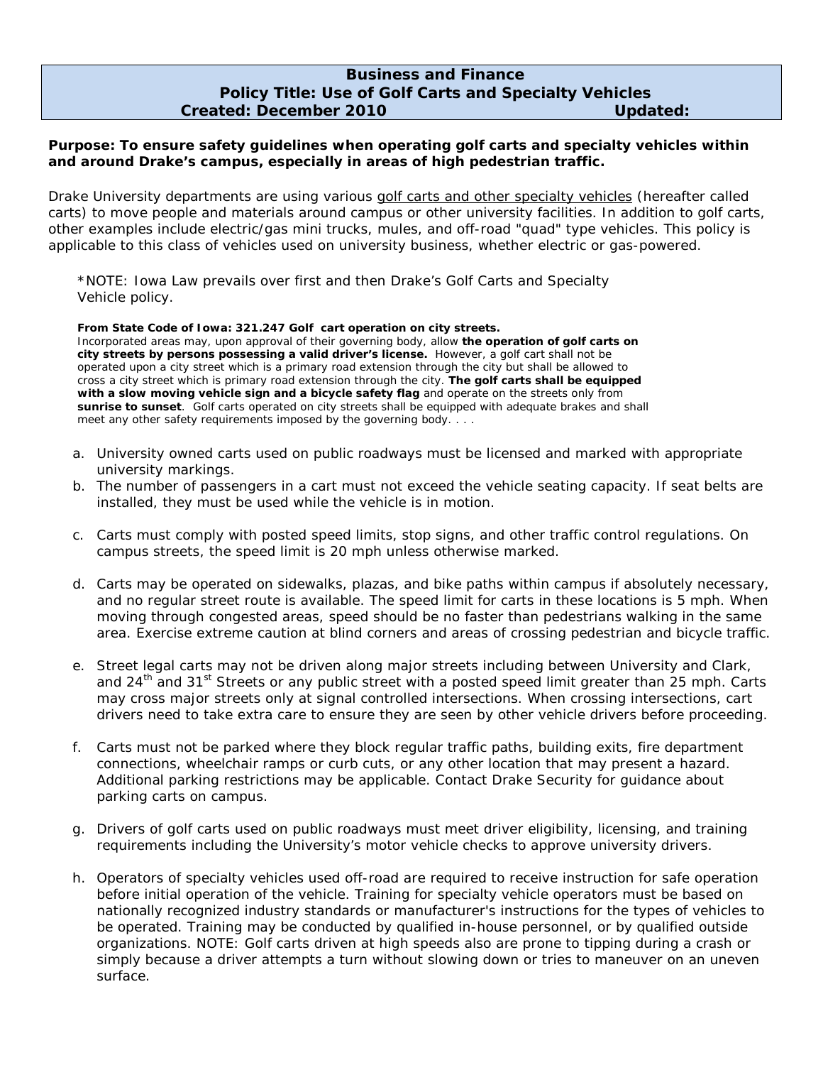**Business and Finance**
**Policy Title: Use of Golf Carts and Specialty Vehicles**
**Created: December 2010 Updated:**

**Purpose: To ensure safety guidelines when operating golf carts and specialty vehicles within and around Drake's campus, especially in areas of high pedestrian traffic.**

Drake University departments are using various golf carts and other specialty vehicles (hereafter called carts) to move people and materials around campus or other university facilities. In addition to golf carts, other examples include electric/gas mini trucks, mules, and off-road "quad" type vehicles. This policy is applicable to this class of vehicles used on university business, whether electric or gas-powered.

> *NOTE: Iowa Law prevails over first and then Drake's Golf Carts and Specialty Vehicle policy.
>
> **From State Code of Iowa: 321.247 Golf cart operation on city streets.**
> Incorporated areas may, upon approval of their governing body, allow **the operation of golf carts on city streets by persons possessing a valid driver's license.** However, a golf cart shall not be operated upon a city street which is a primary road extension through the city but shall be allowed to cross a city street which is primary road extension through the city. **The golf carts shall be equipped with a slow moving vehicle sign and a bicycle safety flag** and operate on the streets only from **sunrise to sunset**. Golf carts operated on city streets shall be equipped with adequate brakes and shall meet any other safety requirements imposed by the governing body. . . .

a. University owned carts used on public roadways must be licensed and marked with appropriate university markings.

b. The number of passengers in a cart must not exceed the vehicle seating capacity. If seat belts are installed, they must be used while the vehicle is in motion.

c. Carts must comply with posted speed limits, stop signs, and other traffic control regulations. On campus streets, the speed limit is 20 mph unless otherwise marked.

d. Carts may be operated on sidewalks, plazas, and bike paths within campus if absolutely necessary, and no regular street route is available. The speed limit for carts in these locations is 5 mph. When moving through congested areas, speed should be no faster than pedestrians walking in the same area. Exercise extreme caution at blind corners and areas of crossing pedestrian and bicycle traffic.

e. Street legal carts may not be driven along major streets including between University and Clark, and 24th and 31st Streets or any public street with a posted speed limit greater than 25 mph. Carts may cross major streets only at signal controlled intersections. When crossing intersections, cart drivers need to take extra care to ensure they are seen by other vehicle drivers before proceeding.

f. Carts must not be parked where they block regular traffic paths, building exits, fire department connections, wheelchair ramps or curb cuts, or any other location that may present a hazard. Additional parking restrictions may be applicable. Contact Drake Security for guidance about parking carts on campus.

g. Drivers of golf carts used on public roadways must meet driver eligibility, licensing, and training requirements including the University's motor vehicle checks to approve university drivers.

h. Operators of specialty vehicles used off-road are required to receive instruction for safe operation before initial operation of the vehicle. Training for specialty vehicle operators must be based on nationally recognized industry standards or manufacturer's instructions for the types of vehicles to be operated. Training may be conducted by qualified in-house personnel, or by qualified outside organizations. NOTE: Golf carts driven at high speeds also are prone to tipping during a crash or simply because a driver attempts a turn without slowing down or tries to maneuver on an uneven surface.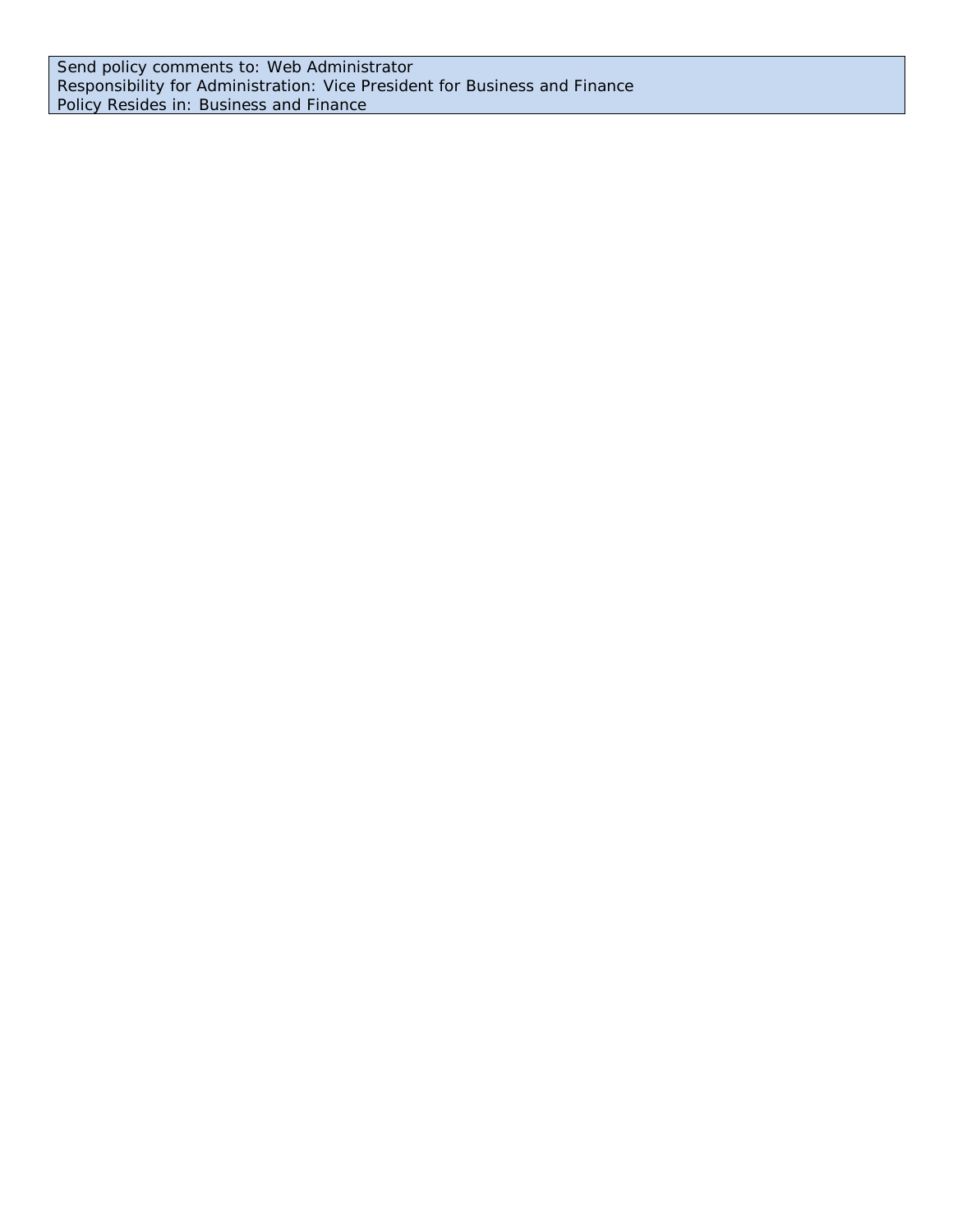Send policy comments to: Web Administrator
Responsibility for Administration: Vice President for Business and Finance
Policy Resides in: Business and Finance